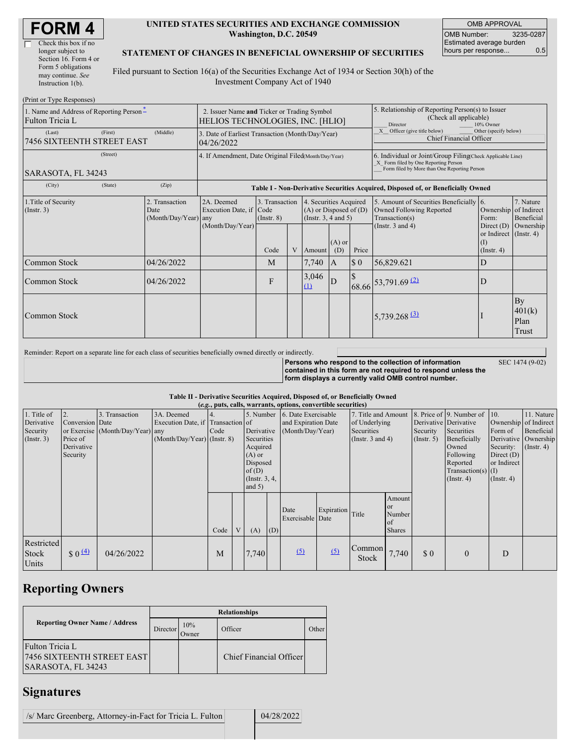# FORM 4

☐ Check this box if no longer subject to Section 16. Form 4 or Form 5 obligations may continue. *See* Instruction 1(b).

**UNITED STATES SECURITIES AND EXCHANGE COMMISSION**
**Washington, D.C. 20549**

**STATEMENT OF CHANGES IN BENEFICIAL OWNERSHIP OF SECURITIES**

Filed pursuant to Section 16(a) of the Securities Exchange Act of 1934 or Section 30(h) of the Investment Company Act of 1940

| OMB APPROVAL | |
|---|---|
| OMB Number: | 3235-0287 |
| Estimated average burden hours per response... | 0.5 |

(Print or Type Responses)

| 1. Name and Address of Reporting Person * | 2. Issuer Name and Ticker or Trading Symbol | 5. Relationship of Reporting Person(s) to Issuer (Check all applicable) |
|---|---|---|
| Fulton Tricia L | HELIOS TECHNOLOGIES, INC. [HLIO] | ___ Director ___ 10% Owner |
| (Last) (First) (Middle) 7456 SIXTEENTH STREET EAST | 3. Date of Earliest Transaction (Month/Day/Year) 04/26/2022 | _X_ Officer (give title below) ___ Other (specify below) Chief Financial Officer |
| (Street) SARASOTA, FL 34243 | 4. If Amendment, Date Original Filed (Month/Day/Year) | 6. Individual or Joint/Group Filing (Check Applicable Line) _X_ Form filed by One Reporting Person ___ Form filed by More than One Reporting Person |
| (City) (State) (Zip) | | |

**Table I - Non-Derivative Securities Acquired, Disposed of, or Beneficially Owned**

| 1.Title of Security (Instr. 3) | 2. Transaction Date (Month/Day/Year) | 2A. Deemed Execution Date, if any (Month/Day/Year) | 3. Transaction Code (Instr. 8) | | 4. Securities Acquired (A) or Disposed of (D) (Instr. 3, 4 and 5) | | | 5. Amount of Securities Beneficially Owned Following Reported Transaction(s) (Instr. 3 and 4) | 6. Ownership Form: Direct (D) or Indirect (I) (Instr. 4) | 7. Nature of Indirect Beneficial Ownership (Instr. 4) |
|---|---|---|---|---|---|---|---|---|---|---|
| | | | Code | V | Amount | (A) or (D) | Price | | | |
| Common Stock | 04/26/2022 | | M | | 7,740 | A | $ 0 | 56,829.621 | D | |
| Common Stock | 04/26/2022 | | F | | 3,046 (1) | D | $ 68.66 | 53,791.69 (2) | D | |
| Common Stock | | | | | | | | 5,739.268 (3) | I | By 401(k) Plan Trust |

Reminder: Report on a separate line for each class of securities beneficially owned directly or indirectly.

**Persons who respond to the collection of information contained in this form are not required to respond unless the form displays a currently valid OMB control number.**

SEC 1474 (9-02)

**Table II - Derivative Securities Acquired, Disposed of, or Beneficially Owned**
**(*e.g.*, puts, calls, warrants, options, convertible securities)**

| 1. Title of Derivative Security (Instr. 3) | 2. Conversion or Exercise Price of Derivative Security | 3. Transaction Date (Month/Day/Year) | 3A. Deemed Execution Date, if any (Month/Day/Year) | 4. Transaction Code (Instr. 8) | | 5. Number of Derivative Securities Acquired (A) or Disposed of (D) (Instr. 3, 4, and 5) | | 6. Date Exercisable and Expiration Date (Month/Day/Year) | | 7. Title and Amount of Underlying Securities (Instr. 3 and 4) | | 8. Price of Derivative Security (Instr. 5) | 9. Number of Derivative Securities Beneficially Owned Following Reported Transaction(s) (Instr. 4) | 10. Ownership Form of Derivative Security: Direct (D) or Indirect (I) (Instr. 4) | 11. Nature of Indirect Beneficial Ownership (Instr. 4) |
|---|---|---|---|---|---|---|---|---|---|---|---|---|---|---|---|
| | | | | Code | V | (A) | (D) | Date Exercisable | Expiration Date | Title | Amount or Number of Shares | | | | |
| Restricted Stock Units | $ 0 (4) | 04/26/2022 | | M | | 7,740 | | (5) | (5) | Common Stock | 7,740 | $ 0 | 0 | D | |

## Reporting Owners

| Reporting Owner Name / Address | Relationships | | | |
|---|---|---|---|---|
| | Director | 10% Owner | Officer | Other |
| Fulton Tricia L 7456 SIXTEENTH STREET EAST SARASOTA, FL 34243 | | | Chief Financial Officer | |

## Signatures

| /s/ Marc Greenberg, Attorney-in-Fact for Tricia L. Fulton | 04/28/2022 |
|---|---|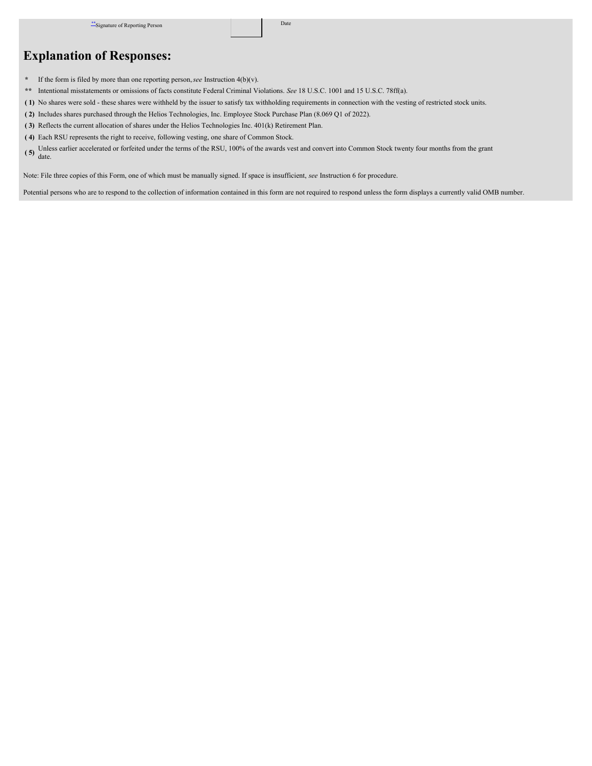| ** Signature of Reporting Person | Date |
| --- | --- |

## Explanation of Responses:

\* If the form is filed by more than one reporting person, *see* Instruction 4(b)(v).

** Intentional misstatements or omissions of facts constitute Federal Criminal Violations. *See* 18 U.S.C. 1001 and 15 U.S.C. 78ff(a).

**( 1)** No shares were sold - these shares were withheld by the issuer to satisfy tax withholding requirements in connection with the vesting of restricted stock units.

**( 2)** Includes shares purchased through the Helios Technologies, Inc. Employee Stock Purchase Plan (8.069 Q1 of 2022).

**( 3)** Reflects the current allocation of shares under the Helios Technologies Inc. 401(k) Retirement Plan.

**( 4)** Each RSU represents the right to receive, following vesting, one share of Common Stock.

**( 5)** Unless earlier accelerated or forfeited under the terms of the RSU, 100% of the awards vest and convert into Common Stock twenty four months from the grant date.

Note: File three copies of this Form, one of which must be manually signed. If space is insufficient, *see* Instruction 6 for procedure.

Potential persons who are to respond to the collection of information contained in this form are not required to respond unless the form displays a currently valid OMB number.